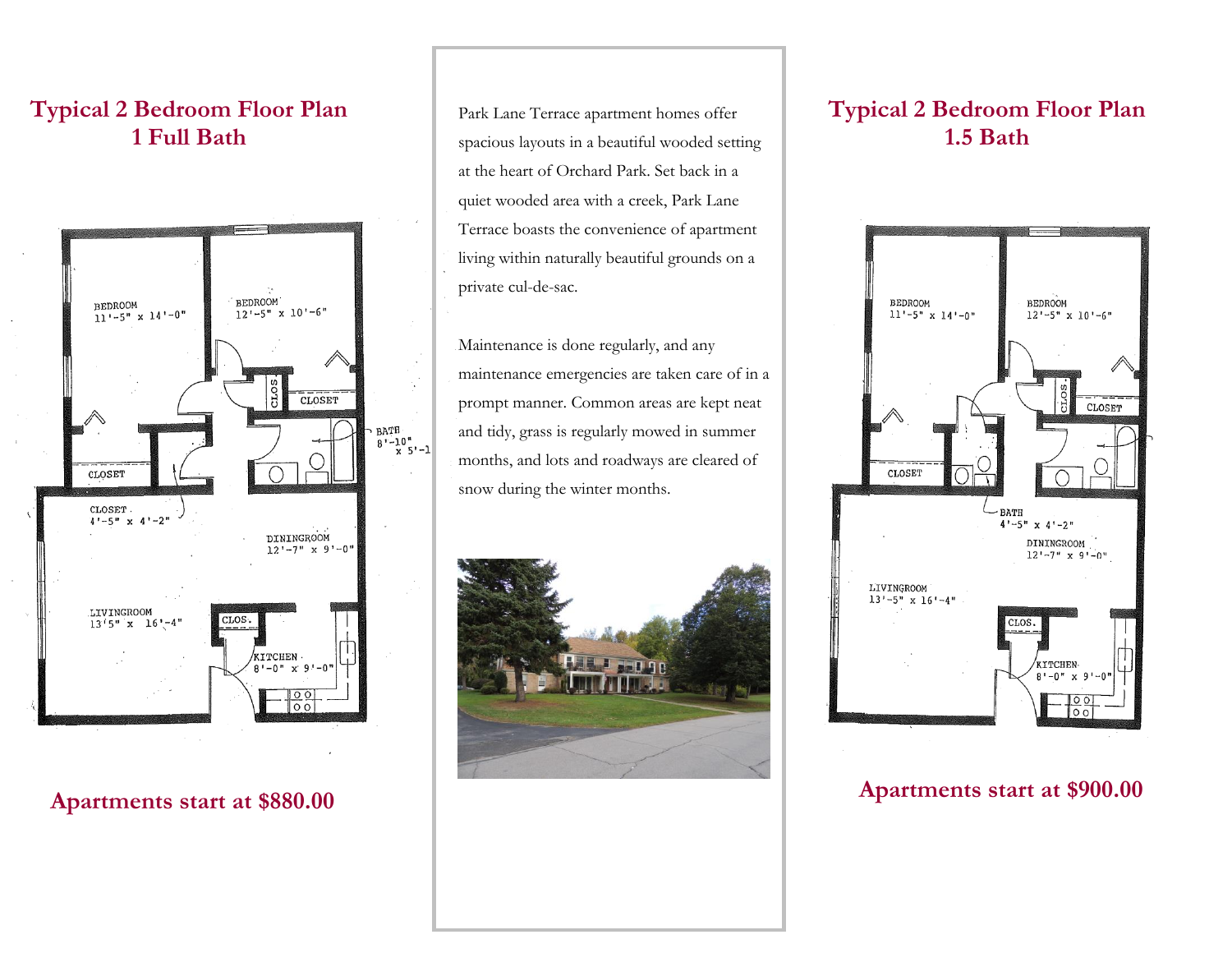## Typical 2 Bedroom Floor Plan
## 1 Full Bath

BEDROOM
11'-5" x 14'-0"

BEDROOM
12'-5" x 10'-6"

CLOS

CLOSET

BATH
8'-10" x 5'-1

CLOSET

CLOSET
4'-5" x 4'-2"

DININGROOM
12'-7" x 9'-0"

LIVINGROOM
13'5" x 16'-4"

CLOS.

KITCHEN
8'-0" x 9'-0"

**Apartments start at $880.00**

Park Lane Terrace apartment homes offer spacious layouts in a beautiful wooded setting at the heart of Orchard Park. Set back in a quiet wooded area with a creek, Park Lane Terrace boasts the convenience of apartment living within naturally beautiful grounds on a private cul-de-sac.

Maintenance is done regularly, and any maintenance emergencies are taken care of in a prompt manner. Common areas are kept neat and tidy, grass is regularly mowed in summer months, and lots and roadways are cleared of snow during the winter months.

## Typical 2 Bedroom Floor Plan
## 1.5 Bath

BEDROOM
11'-5" x 14'-0"

BEDROOM
12'-5" x 10'-6"

CLOS.

CLOSET

CLOSET

BATH
4'-5" x 4'-2"

DININGROOM
12'-7" x 9'-0"

LIVINGROOM
13'-5" x 16'-4"

CLOS.

KITCHEN
8'-0" x 9'-0"

**Apartments start at $900.00**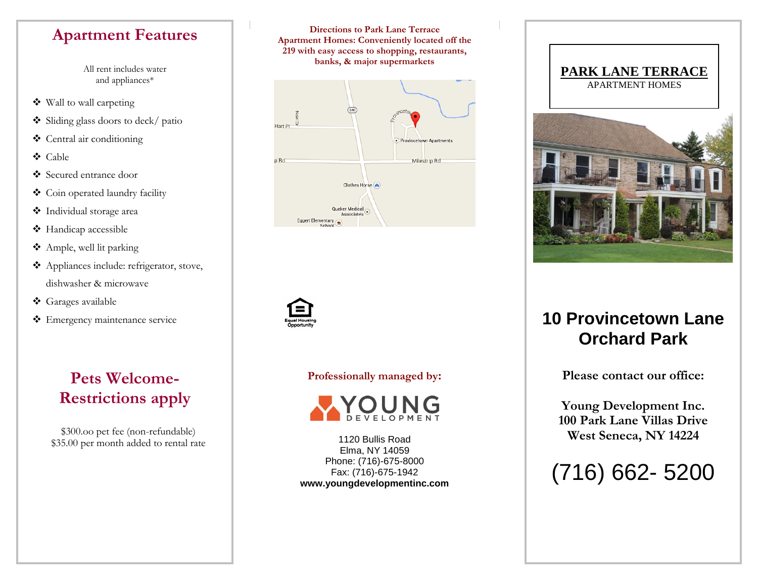## Apartment Features

All rent includes water
and appliances*

- Wall to wall carpeting
- Sliding glass doors to deck/ patio
- Central air conditioning
- Cable
- Secured entrance door
- Coin operated laundry facility
- Individual storage area
- Handicap accessible
- Ample, well lit parking
- Appliances include: refrigerator, stove, dishwasher & microwave
- Garages available
- Emergency maintenance service

## Pets Welcome- Restrictions apply

$300.oo pet fee (non-refundable)
$35.00 per month added to rental rate

**Directions to Park Lane Terrace Apartment Homes: Conveniently located off the 219 with easy access to shopping, restaurants, banks, & major supermarkets**

Hart Pl
Noel Dr
240
Provincetown
Provincetown Apartments
p Rd
Milestrip Rd
Clothes Horse
Quaker Medical Associates
Eggert Elementary School

Equal Housing Opportunity

**Professionally managed by:**

YOUNG DEVELOPMENT

1120 Bullis Road
Elma, NY 14059
Phone: (716)-675-8000
Fax: (716)-675-1942
**www.youngdevelopmentinc.com**

# PARK LANE TERRACE
APARTMENT HOMES

## 10 Provincetown Lane Orchard Park

**Please contact our office:**

**Young Development Inc.**
**100 Park Lane Villas Drive**
**West Seneca, NY 14224**

(716) 662- 5200